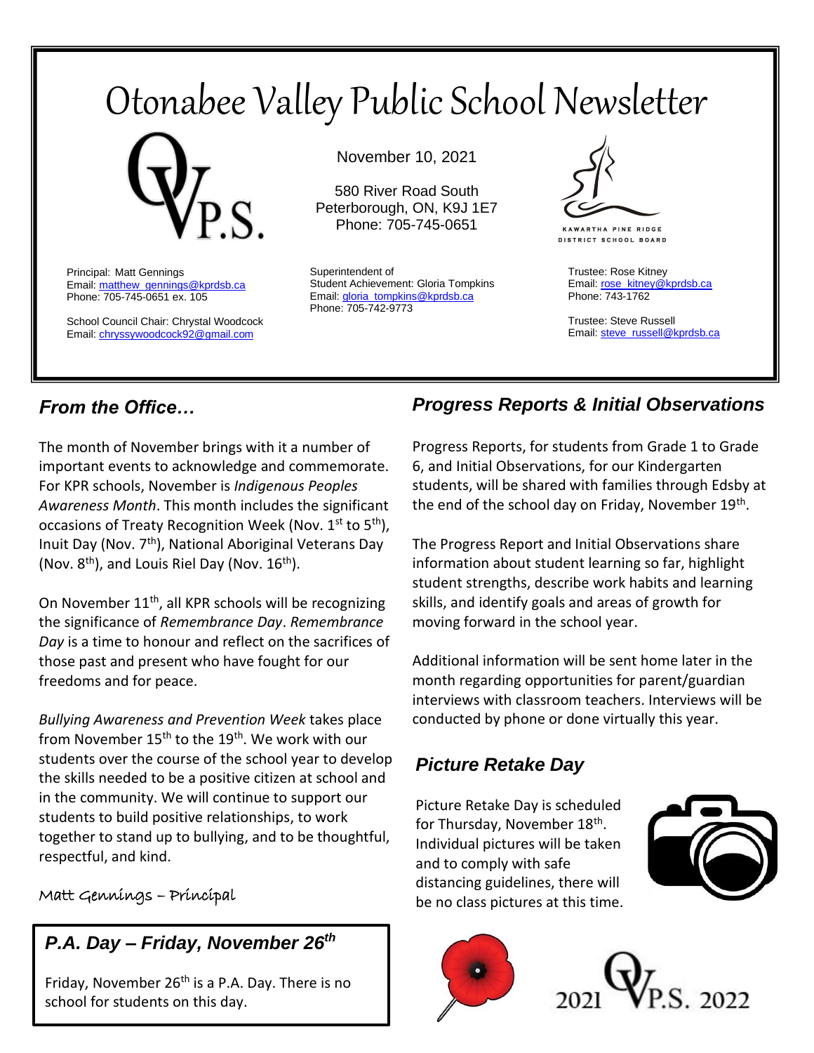# Otonabee Valley Public School Newsletter

November 10, 2021

580 River Road South
Peterborough, ON, K9J 1E7
Phone: 705-745-0651

Principal: Matt Gennings
Email: matthew_gennings@kprdsb.ca
Phone: 705-745-0651 ex. 105

School Council Chair: Chrystal Woodcock
Email: chryssywoodcock92@gmail.com

Superintendent of
Student Achievement: Gloria Tompkins
Email: gloria_tompkins@kprdsb.ca
Phone: 705-742-9773

Trustee: Rose Kitney
Email: rose_kitney@kprdsb.ca
Phone: 743-1762

Trustee: Steve Russell
Email: steve_russell@kprdsb.ca

## *From the Office…*

The month of November brings with it a number of important events to acknowledge and commemorate. For KPR schools, November is *Indigenous Peoples Awareness Month*. This month includes the significant occasions of Treaty Recognition Week (Nov. 1st to 5th), Inuit Day (Nov. 7th), National Aboriginal Veterans Day (Nov. 8th), and Louis Riel Day (Nov. 16th).

On November 11th, all KPR schools will be recognizing the significance of *Remembrance Day*. *Remembrance Day* is a time to honour and reflect on the sacrifices of those past and present who have fought for our freedoms and for peace.

*Bullying Awareness and Prevention Week* takes place from November 15th to the 19th. We work with our students over the course of the school year to develop the skills needed to be a positive citizen at school and in the community. We will continue to support our students to build positive relationships, to work together to stand up to bullying, and to be thoughtful, respectful, and kind.

Matt Gennings – Principal

## *P.A. Day – Friday, November 26th*

Friday, November 26th is a P.A. Day. There is no school for students on this day.

## *Progress Reports & Initial Observations*

Progress Reports, for students from Grade 1 to Grade 6, and Initial Observations, for our Kindergarten students, will be shared with families through Edsby at the end of the school day on Friday, November 19th.

The Progress Report and Initial Observations share information about student learning so far, highlight student strengths, describe work habits and learning skills, and identify goals and areas of growth for moving forward in the school year.

Additional information will be sent home later in the month regarding opportunities for parent/guardian interviews with classroom teachers. Interviews will be conducted by phone or done virtually this year.

## *Picture Retake Day*

Picture Retake Day is scheduled for Thursday, November 18th. Individual pictures will be taken and to comply with safe distancing guidelines, there will be no class pictures at this time.

2021 OVP.S. 2022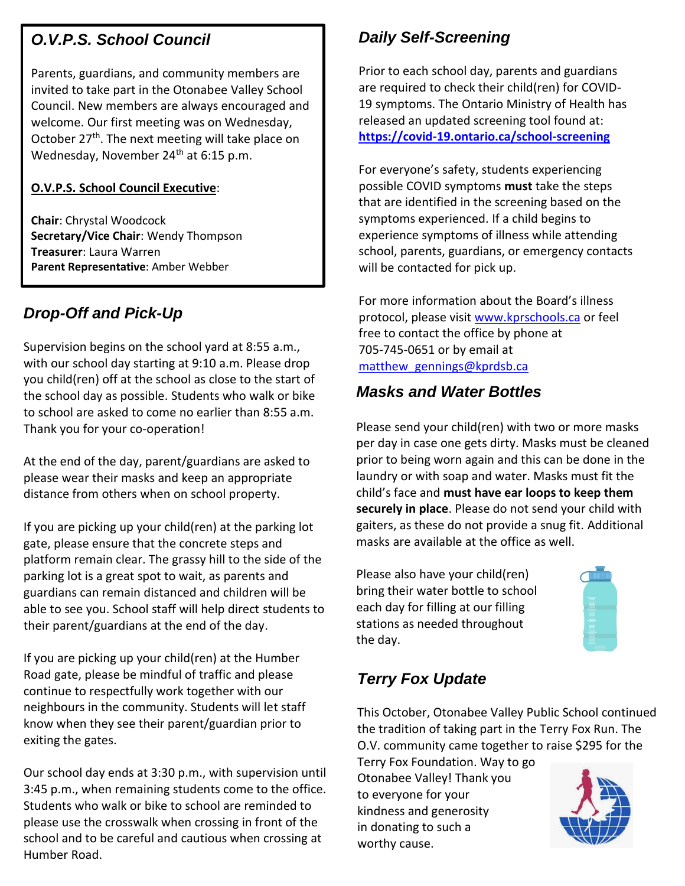## *O.V.P.S. School Council*

Parents, guardians, and community members are invited to take part in the Otonabee Valley School Council. New members are always encouraged and welcome. Our first meeting was on Wednesday, October 27th. The next meeting will take place on Wednesday, November 24th at 6:15 p.m.

**O.V.P.S. School Council Executive**:

**Chair**: Chrystal Woodcock
**Secretary/Vice Chair**: Wendy Thompson
**Treasurer**: Laura Warren
**Parent Representative**: Amber Webber

## *Drop-Off and Pick-Up*

Supervision begins on the school yard at 8:55 a.m., with our school day starting at 9:10 a.m. Please drop you child(ren) off at the school as close to the start of the school day as possible. Students who walk or bike to school are asked to come no earlier than 8:55 a.m. Thank you for your co-operation!

At the end of the day, parent/guardians are asked to please wear their masks and keep an appropriate distance from others when on school property.

If you are picking up your child(ren) at the parking lot gate, please ensure that the concrete steps and platform remain clear. The grassy hill to the side of the parking lot is a great spot to wait, as parents and guardians can remain distanced and children will be able to see you. School staff will help direct students to their parent/guardians at the end of the day.

If you are picking up your child(ren) at the Humber Road gate, please be mindful of traffic and please continue to respectfully work together with our neighbours in the community. Students will let staff know when they see their parent/guardian prior to exiting the gates.

Our school day ends at 3:30 p.m., with supervision until 3:45 p.m., when remaining students come to the office. Students who walk or bike to school are reminded to please use the crosswalk when crossing in front of the school and to be careful and cautious when crossing at Humber Road.

## *Daily Self-Screening*

Prior to each school day, parents and guardians are required to check their child(ren) for COVID-19 symptoms. The Ontario Ministry of Health has released an updated screening tool found at: **https://covid-19.ontario.ca/school-screening**

For everyone's safety, students experiencing possible COVID symptoms **must** take the steps that are identified in the screening based on the symptoms experienced. If a child begins to experience symptoms of illness while attending school, parents, guardians, or emergency contacts will be contacted for pick up.

For more information about the Board's illness protocol, please visit www.kprschools.ca or feel free to contact the office by phone at 705-745-0651 or by email at matthew_gennings@kprdsb.ca

## *Masks and Water Bottles*

Please send your child(ren) with two or more masks per day in case one gets dirty. Masks must be cleaned prior to being worn again and this can be done in the laundry or with soap and water. Masks must fit the child's face and **must have ear loops to keep them securely in place**. Please do not send your child with gaiters, as these do not provide a snug fit. Additional masks are available at the office as well.

Please also have your child(ren) bring their water bottle to school each day for filling at our filling stations as needed throughout the day.

## *Terry Fox Update*

This October, Otonabee Valley Public School continued the tradition of taking part in the Terry Fox Run. The O.V. community came together to raise $295 for the Terry Fox Foundation. Way to go Otonabee Valley! Thank you to everyone for your kindness and generosity in donating to such a worthy cause.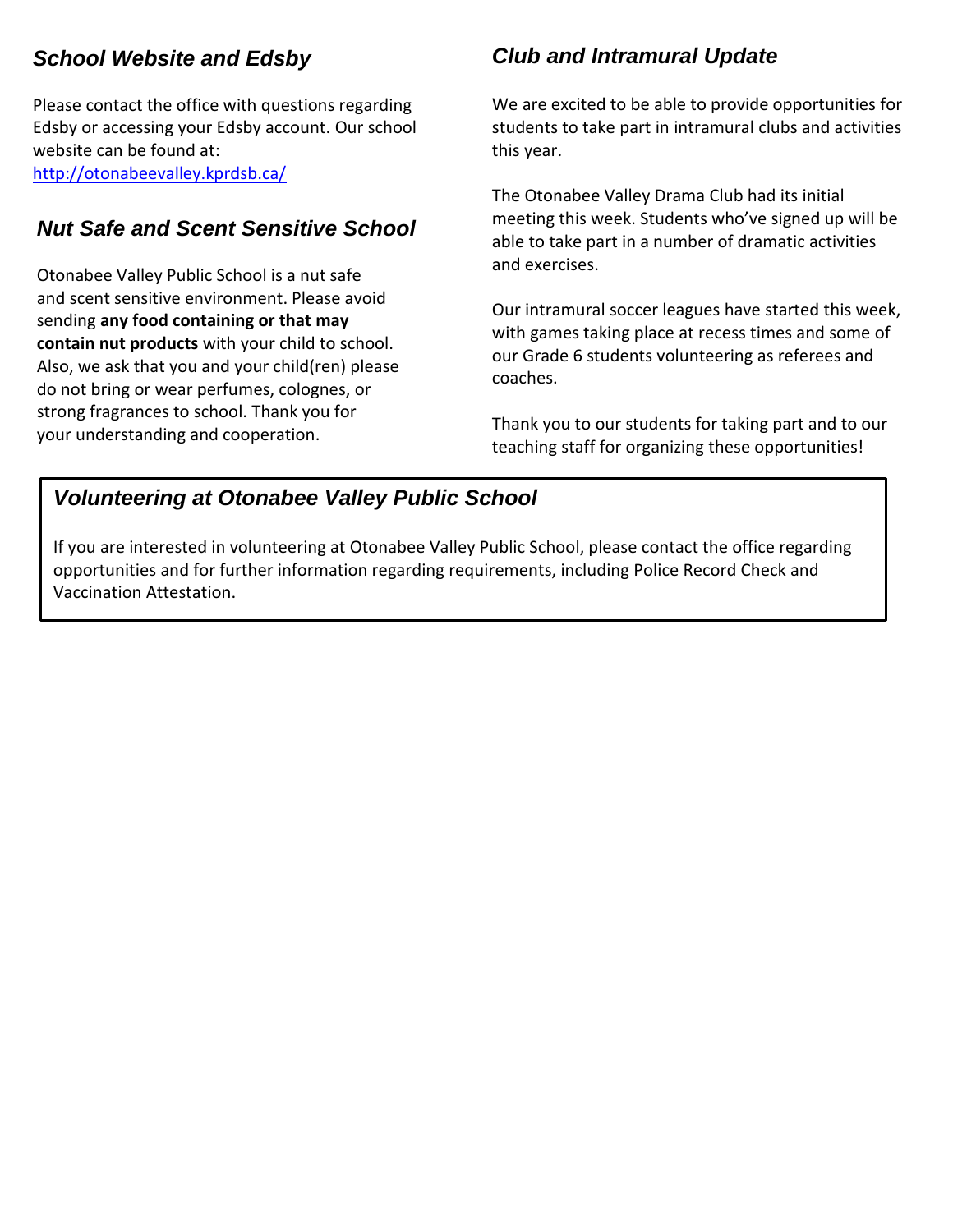## *School Website and Edsby*

Please contact the office with questions regarding Edsby or accessing your Edsby account. Our school website can be found at: [http://otonabeevalley.kprdsb.ca/](http://otonabeevalley.kprdsb.ca/)

## *Nut Safe and Scent Sensitive School*

Otonabee Valley Public School is a nut safe and scent sensitive environment. Please avoid sending **any food containing or that may contain nut products** with your child to school. Also, we ask that you and your child(ren) please do not bring or wear perfumes, colognes, or strong fragrances to school. Thank you for your understanding and cooperation.

## *Club and Intramural Update*

We are excited to be able to provide opportunities for students to take part in intramural clubs and activities this year.

The Otonabee Valley Drama Club had its initial meeting this week. Students who've signed up will be able to take part in a number of dramatic activities and exercises.

Our intramural soccer leagues have started this week, with games taking place at recess times and some of our Grade 6 students volunteering as referees and coaches.

Thank you to our students for taking part and to our teaching staff for organizing these opportunities!

## *Volunteering at Otonabee Valley Public School*

If you are interested in volunteering at Otonabee Valley Public School, please contact the office regarding opportunities and for further information regarding requirements, including Police Record Check and Vaccination Attestation.